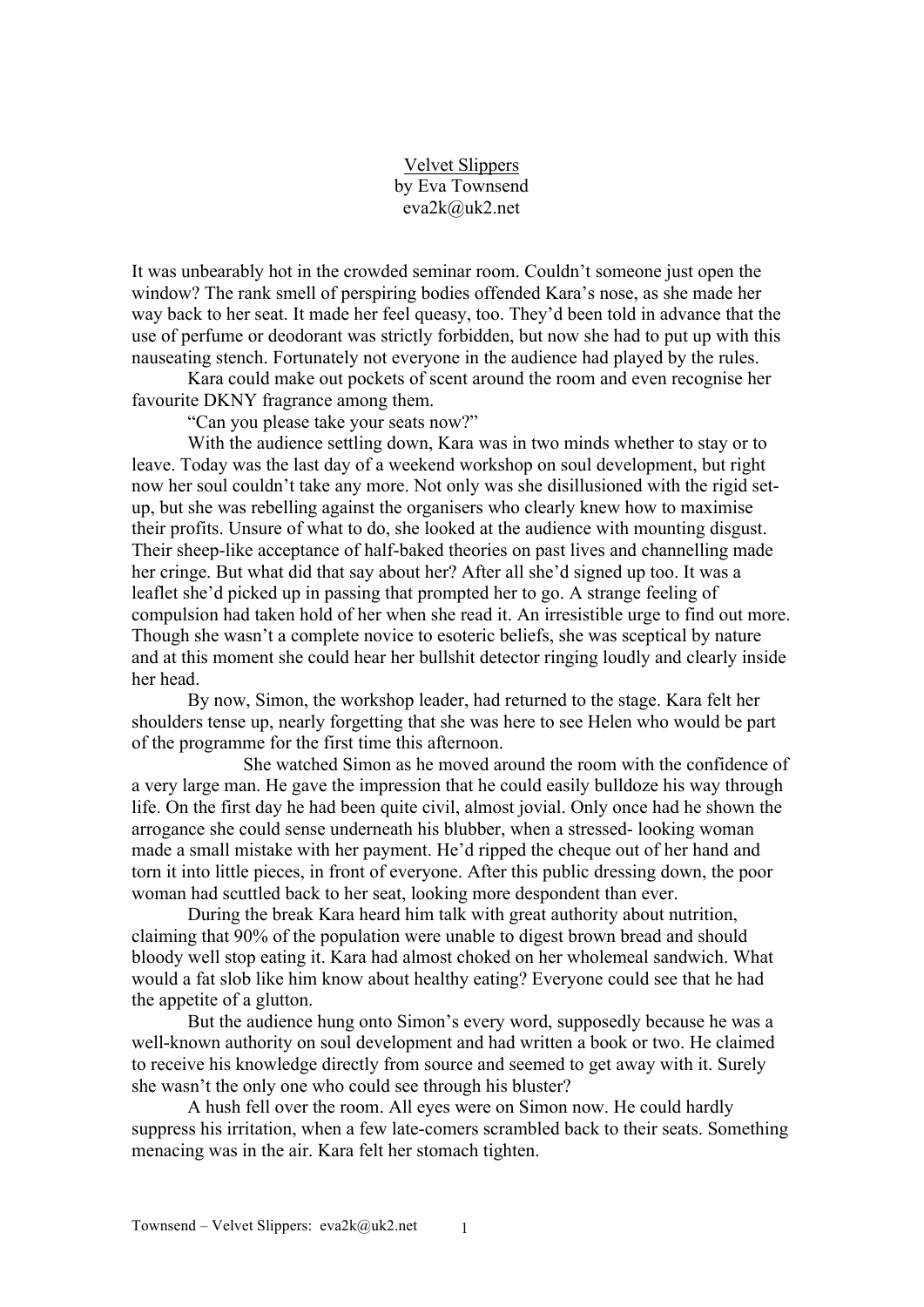Velvet Slippers
by Eva Townsend
eva2k@uk2.net

It was unbearably hot in the crowded seminar room. Couldn't someone just open the window? The rank smell of perspiring bodies offended Kara's nose, as she made her way back to her seat. It made her feel queasy, too. They'd been told in advance that the use of perfume or deodorant was strictly forbidden, but now she had to put up with this nauseating stench. Fortunately not everyone in the audience had played by the rules.

Kara could make out pockets of scent around the room and even recognise her favourite DKNY fragrance among them.

"Can you please take your seats now?"

With the audience settling down, Kara was in two minds whether to stay or to leave. Today was the last day of a weekend workshop on soul development, but right now her soul couldn't take any more. Not only was she disillusioned with the rigid set-up, but she was rebelling against the organisers who clearly knew how to maximise their profits. Unsure of what to do, she looked at the audience with mounting disgust. Their sheep-like acceptance of half-baked theories on past lives and channelling made her cringe. But what did that say about her? After all she'd signed up too. It was a leaflet she'd picked up in passing that prompted her to go. A strange feeling of compulsion had taken hold of her when she read it. An irresistible urge to find out more. Though she wasn't a complete novice to esoteric beliefs, she was sceptical by nature and at this moment she could hear her bullshit detector ringing loudly and clearly inside her head.

By now, Simon, the workshop leader, had returned to the stage. Kara felt her shoulders tense up, nearly forgetting that she was here to see Helen who would be part of the programme for the first time this afternoon.

She watched Simon as he moved around the room with the confidence of a very large man. He gave the impression that he could easily bulldoze his way through life. On the first day he had been quite civil, almost jovial. Only once had he shown the arrogance she could sense underneath his blubber, when a stressed- looking woman made a small mistake with her payment. He'd ripped the cheque out of her hand and torn it into little pieces, in front of everyone. After this public dressing down, the poor woman had scuttled back to her seat, looking more despondent than ever.

During the break Kara heard him talk with great authority about nutrition, claiming that 90% of the population were unable to digest brown bread and should bloody well stop eating it. Kara had almost choked on her wholemeal sandwich. What would a fat slob like him know about healthy eating? Everyone could see that he had the appetite of a glutton.

But the audience hung onto Simon's every word, supposedly because he was a well-known authority on soul development and had written a book or two. He claimed to receive his knowledge directly from source and seemed to get away with it. Surely she wasn't the only one who could see through his bluster?

A hush fell over the room. All eyes were on Simon now. He could hardly suppress his irritation, when a few late-comers scrambled back to their seats. Something menacing was in the air. Kara felt her stomach tighten.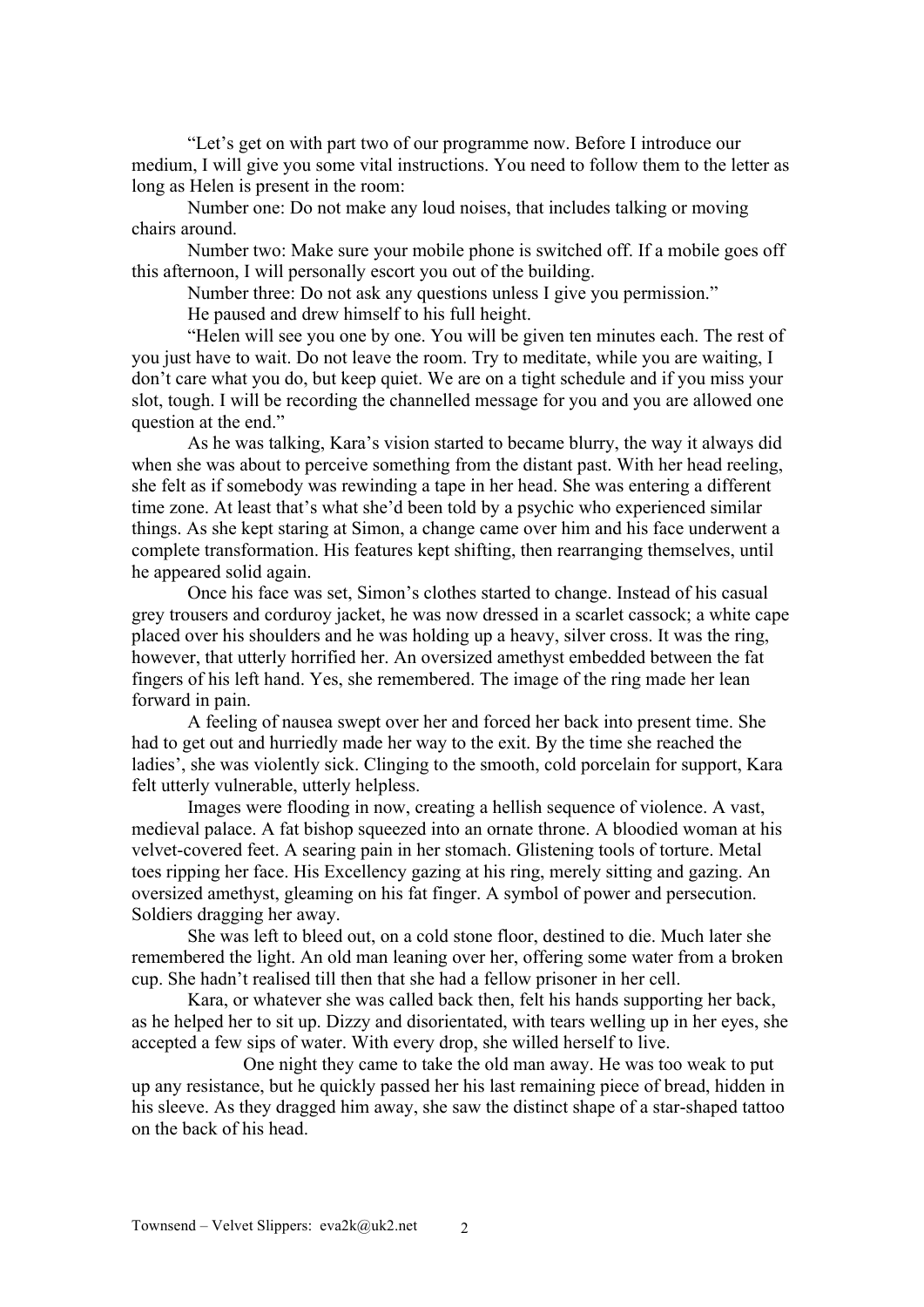"Let's get on with part two of our programme now. Before I introduce our medium, I will give you some vital instructions. You need to follow them to the letter as long as Helen is present in the room:

Number one: Do not make any loud noises, that includes talking or moving chairs around.

Number two: Make sure your mobile phone is switched off. If a mobile goes off this afternoon, I will personally escort you out of the building.

Number three: Do not ask any questions unless I give you permission."

He paused and drew himself to his full height.

"Helen will see you one by one. You will be given ten minutes each. The rest of you just have to wait. Do not leave the room. Try to meditate, while you are waiting, I don't care what you do, but keep quiet. We are on a tight schedule and if you miss your slot, tough. I will be recording the channelled message for you and you are allowed one question at the end."

As he was talking, Kara's vision started to became blurry, the way it always did when she was about to perceive something from the distant past. With her head reeling, she felt as if somebody was rewinding a tape in her head. She was entering a different time zone. At least that's what she'd been told by a psychic who experienced similar things. As she kept staring at Simon, a change came over him and his face underwent a complete transformation. His features kept shifting, then rearranging themselves, until he appeared solid again.

Once his face was set, Simon's clothes started to change. Instead of his casual grey trousers and corduroy jacket, he was now dressed in a scarlet cassock; a white cape placed over his shoulders and he was holding up a heavy, silver cross. It was the ring, however, that utterly horrified her. An oversized amethyst embedded between the fat fingers of his left hand. Yes, she remembered. The image of the ring made her lean forward in pain.

A feeling of nausea swept over her and forced her back into present time. She had to get out and hurriedly made her way to the exit. By the time she reached the ladies', she was violently sick. Clinging to the smooth, cold porcelain for support, Kara felt utterly vulnerable, utterly helpless.

Images were flooding in now, creating a hellish sequence of violence. A vast, medieval palace. A fat bishop squeezed into an ornate throne. A bloodied woman at his velvet-covered feet. A searing pain in her stomach. Glistening tools of torture. Metal toes ripping her face. His Excellency gazing at his ring, merely sitting and gazing. An oversized amethyst, gleaming on his fat finger. A symbol of power and persecution. Soldiers dragging her away.

She was left to bleed out, on a cold stone floor, destined to die. Much later she remembered the light. An old man leaning over her, offering some water from a broken cup. She hadn't realised till then that she had a fellow prisoner in her cell.

Kara, or whatever she was called back then, felt his hands supporting her back, as he helped her to sit up. Dizzy and disorientated, with tears welling up in her eyes, she accepted a few sips of water. With every drop, she willed herself to live.

One night they came to take the old man away. He was too weak to put up any resistance, but he quickly passed her his last remaining piece of bread, hidden in his sleeve. As they dragged him away, she saw the distinct shape of a star-shaped tattoo on the back of his head.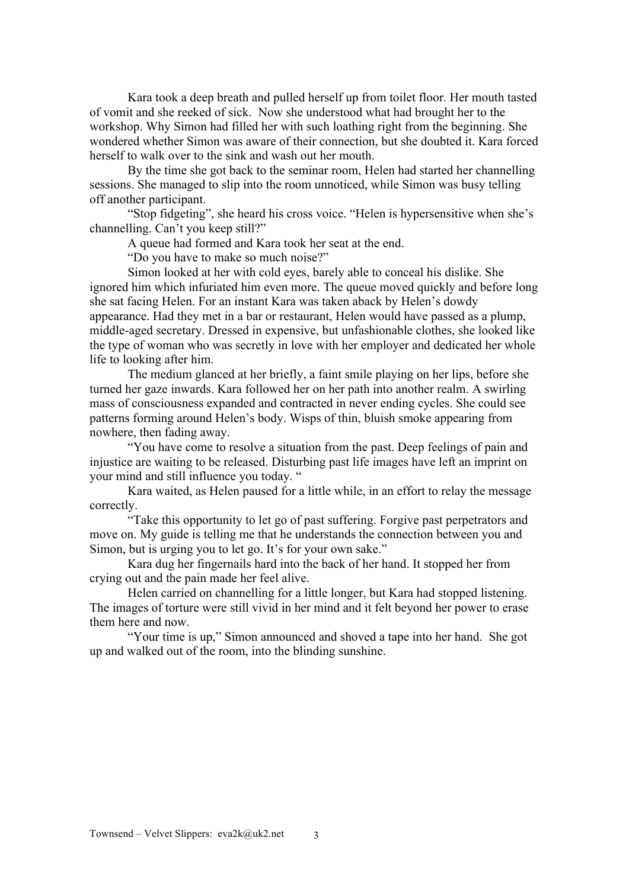Kara took a deep breath and pulled herself up from toilet floor. Her mouth tasted of vomit and she reeked of sick. Now she understood what had brought her to the workshop. Why Simon had filled her with such loathing right from the beginning. She wondered whether Simon was aware of their connection, but she doubted it. Kara forced herself to walk over to the sink and wash out her mouth.

By the time she got back to the seminar room, Helen had started her channelling sessions. She managed to slip into the room unnoticed, while Simon was busy telling off another participant.

"Stop fidgeting", she heard his cross voice. "Helen is hypersensitive when she's channelling. Can't you keep still?"

A queue had formed and Kara took her seat at the end.

"Do you have to make so much noise?"

Simon looked at her with cold eyes, barely able to conceal his dislike. She ignored him which infuriated him even more. The queue moved quickly and before long she sat facing Helen. For an instant Kara was taken aback by Helen's dowdy appearance. Had they met in a bar or restaurant, Helen would have passed as a plump, middle-aged secretary. Dressed in expensive, but unfashionable clothes, she looked like the type of woman who was secretly in love with her employer and dedicated her whole life to looking after him.

The medium glanced at her briefly, a faint smile playing on her lips, before she turned her gaze inwards. Kara followed her on her path into another realm. A swirling mass of consciousness expanded and contracted in never ending cycles. She could see patterns forming around Helen's body. Wisps of thin, bluish smoke appearing from nowhere, then fading away.

"You have come to resolve a situation from the past. Deep feelings of pain and injustice are waiting to be released. Disturbing past life images have left an imprint on your mind and still influence you today. "

Kara waited, as Helen paused for a little while, in an effort to relay the message correctly.

"Take this opportunity to let go of past suffering. Forgive past perpetrators and move on. My guide is telling me that he understands the connection between you and Simon, but is urging you to let go. It's for your own sake."

Kara dug her fingernails hard into the back of her hand. It stopped her from crying out and the pain made her feel alive.

Helen carried on channelling for a little longer, but Kara had stopped listening. The images of torture were still vivid in her mind and it felt beyond her power to erase them here and now.

"Your time is up," Simon announced and shoved a tape into her hand. She got up and walked out of the room, into the blinding sunshine.